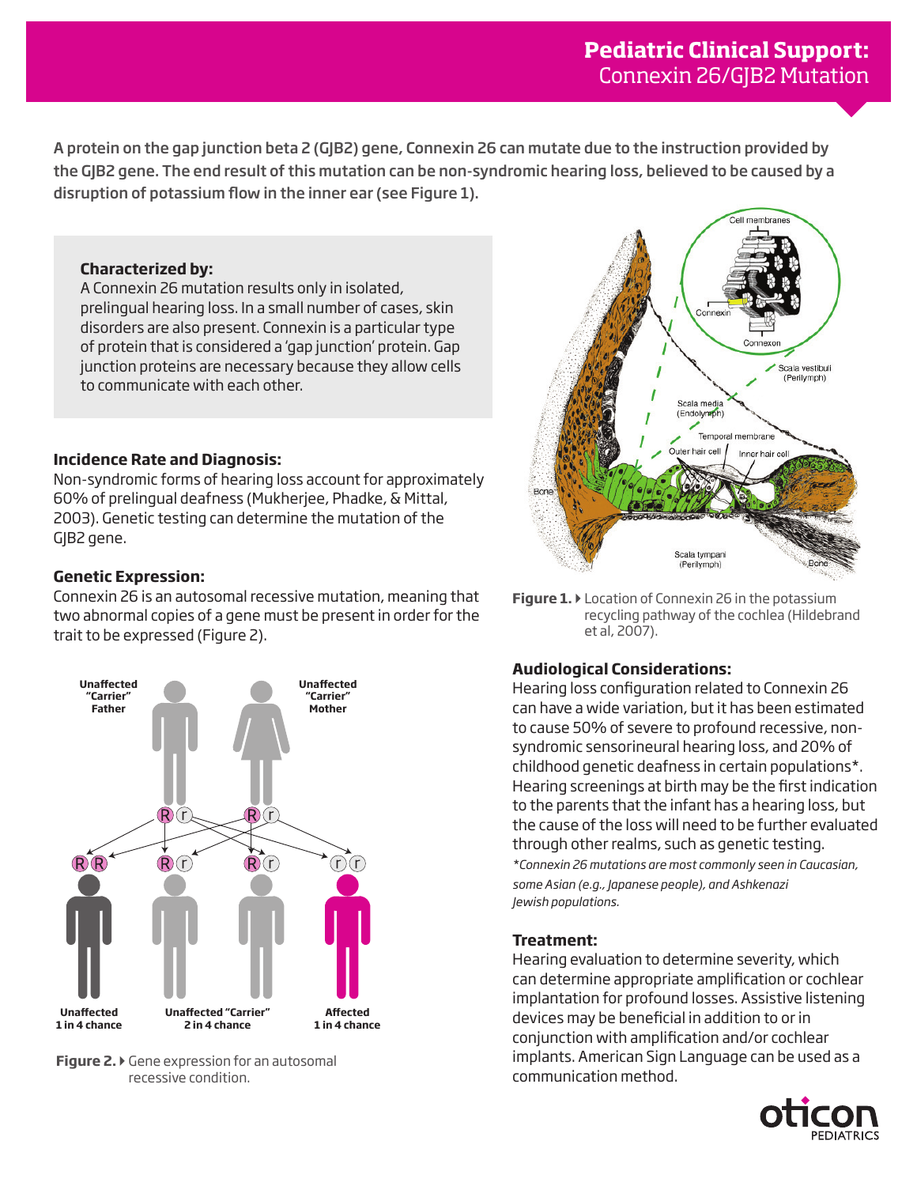# Pediatric Clinical Support: Connexin 26/GJB2 Mutation

A protein on the gap junction beta 2 (GJB2) gene, Connexin 26 can mutate due to the instruction provided by the GJB2 gene. The end result of this mutation can be non-syndromic hearing loss, believed to be caused by a disruption of potassium flow in the inner ear (see Figure 1).

**Characterized by:**
A Connexin 26 mutation results only in isolated, prelingual hearing loss. In a small number of cases, skin disorders are also present. Connexin is a particular type of protein that is considered a 'gap junction' protein. Gap junction proteins are necessary because they allow cells to communicate with each other.

### Incidence Rate and Diagnosis:

Non-syndromic forms of hearing loss account for approximately 60% of prelingual deafness (Mukherjee, Phadke, & Mittal, 2003). Genetic testing can determine the mutation of the GJB2 gene.

### Genetic Expression:

Connexin 26 is an autosomal recessive mutation, meaning that two abnormal copies of a gene must be present in order for the trait to be expressed (Figure 2).

**Figure 2.** Gene expression for an autosomal recessive condition.

**Figure 1.** Location of Connexin 26 in the potassium recycling pathway of the cochlea (Hildebrand et al, 2007).

### Audiological Considerations:

Hearing loss configuration related to Connexin 26 can have a wide variation, but it has been estimated to cause 50% of severe to profound recessive, non-syndromic sensorineural hearing loss, and 20% of childhood genetic deafness in certain populations*. Hearing screenings at birth may be the first indication to the parents that the infant has a hearing loss, but the cause of the loss will need to be further evaluated through other realms, such as genetic testing.

*\*Connexin 26 mutations are most commonly seen in Caucasian, some Asian (e.g., Japanese people), and Ashkenazi Jewish populations.*

### Treatment:

Hearing evaluation to determine severity, which can determine appropriate amplification or cochlear implantation for profound losses. Assistive listening devices may be beneficial in addition to or in conjunction with amplification and/or cochlear implants. American Sign Language can be used as a communication method.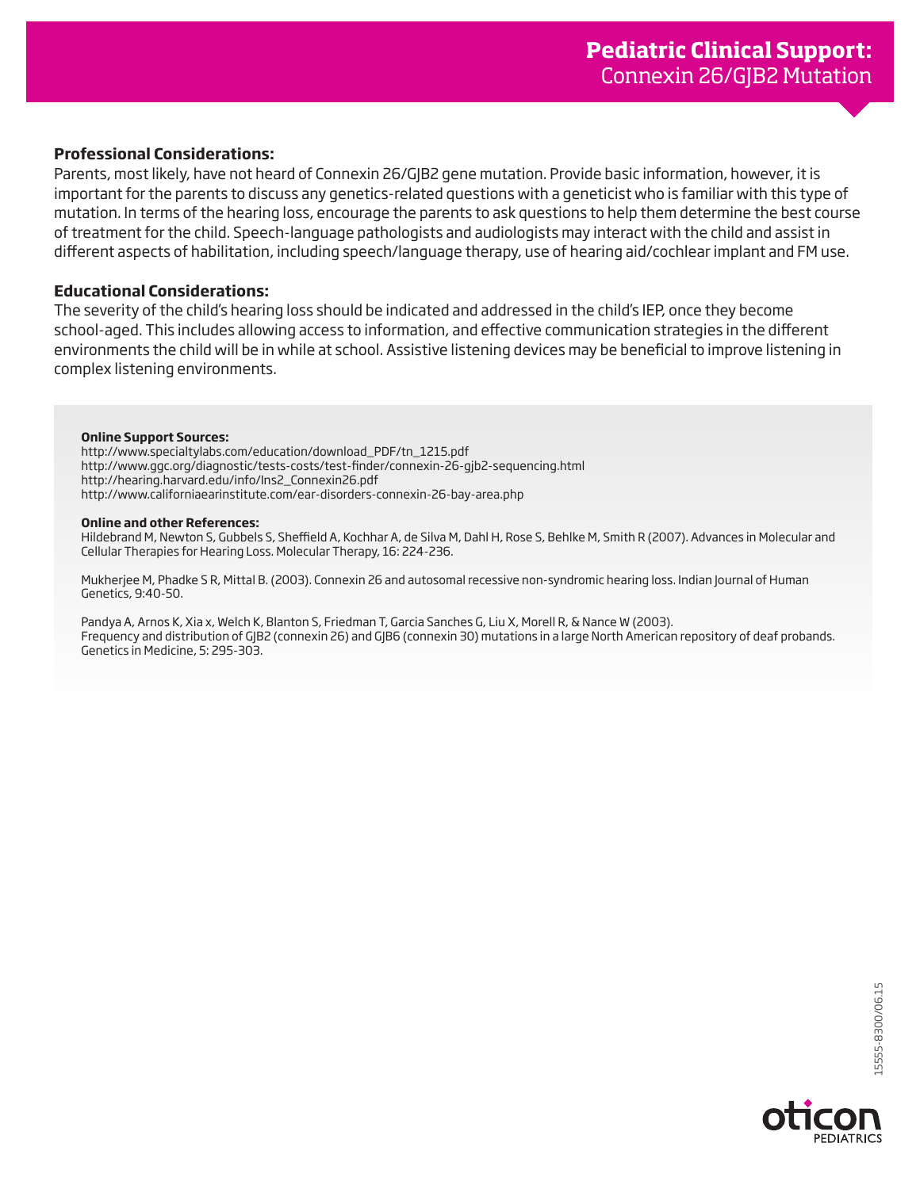**Pediatric Clinical Support:**
Connexin 26/GJB2 Mutation

## Professional Considerations:

Parents, most likely, have not heard of Connexin 26/GJB2 gene mutation. Provide basic information, however, it is important for the parents to discuss any genetics-related questions with a geneticist who is familiar with this type of mutation. In terms of the hearing loss, encourage the parents to ask questions to help them determine the best course of treatment for the child. Speech-language pathologists and audiologists may interact with the child and assist in different aspects of habilitation, including speech/language therapy, use of hearing aid/cochlear implant and FM use.

## Educational Considerations:

The severity of the child's hearing loss should be indicated and addressed in the child's IEP, once they become school-aged. This includes allowing access to information, and effective communication strategies in the different environments the child will be in while at school. Assistive listening devices may be beneficial to improve listening in complex listening environments.

**Online Support Sources:**

http://www.specialtylabs.com/education/download_PDF/tn_1215.pdf
http://www.ggc.org/diagnostic/tests-costs/test-finder/connexin-26-gjb2-sequencing.html
http://hearing.harvard.edu/info/lns2_Connexin26.pdf
http://www.californiaearinstitute.com/ear-disorders-connexin-26-bay-area.php

**Online and other References:**

Hildebrand M, Newton S, Gubbels S, Sheffield A, Kochhar A, de Silva M, Dahl H, Rose S, Behlke M, Smith R (2007). Advances in Molecular and Cellular Therapies for Hearing Loss. Molecular Therapy, 16: 224-236.

Mukherjee M, Phadke S R, Mittal B. (2003). Connexin 26 and autosomal recessive non-syndromic hearing loss. Indian Journal of Human Genetics, 9:40-50.

Pandya A, Arnos K, Xia x, Welch K, Blanton S, Friedman T, Garcia Sanches G, Liu X, Morell R, & Nance W (2003).
Frequency and distribution of GJB2 (connexin 26) and GJB6 (connexin 30) mutations in a large North American repository of deaf probands. Genetics in Medicine, 5: 295-303.

15555-8300/06.15

oticon PEDIATRICS